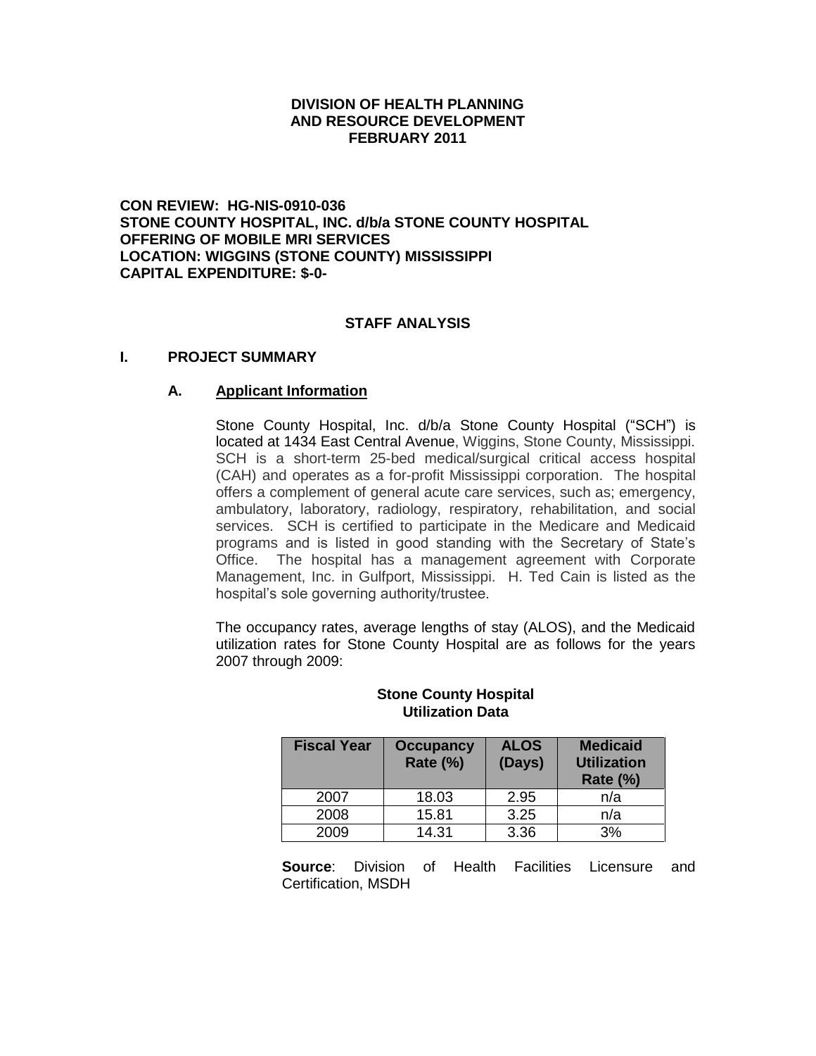**DIVISION OF HEALTH PLANNING**
**AND RESOURCE DEVELOPMENT**
**FEBRUARY 2011**

**CON REVIEW: HG-NIS-0910-036**
**STONE COUNTY HOSPITAL, INC. d/b/a STONE COUNTY HOSPITAL**
**OFFERING OF MOBILE MRI SERVICES**
**LOCATION: WIGGINS (STONE COUNTY) MISSISSIPPI**
**CAPITAL EXPENDITURE: $-0-**

## STAFF ANALYSIS

## I. PROJECT SUMMARY

### A. Applicant Information

Stone County Hospital, Inc. d/b/a Stone County Hospital ("SCH") is located at 1434 East Central Avenue, Wiggins, Stone County, Mississippi. SCH is a short-term 25-bed medical/surgical critical access hospital (CAH) and operates as a for-profit Mississippi corporation. The hospital offers a complement of general acute care services, such as; emergency, ambulatory, laboratory, radiology, respiratory, rehabilitation, and social services. SCH is certified to participate in the Medicare and Medicaid programs and is listed in good standing with the Secretary of State's Office. The hospital has a management agreement with Corporate Management, Inc. in Gulfport, Mississippi. H. Ted Cain is listed as the hospital's sole governing authority/trustee.

The occupancy rates, average lengths of stay (ALOS), and the Medicaid utilization rates for Stone County Hospital are as follows for the years 2007 through 2009:

**Stone County Hospital**
**Utilization Data**

| Fiscal Year | Occupancy Rate (%) | ALOS (Days) | Medicaid Utilization Rate (%) |
|---|---|---|---|
| 2007 | 18.03 | 2.95 | n/a |
| 2008 | 15.81 | 3.25 | n/a |
| 2009 | 14.31 | 3.36 | 3% |

**Source**: Division of Health Facilities Licensure and Certification, MSDH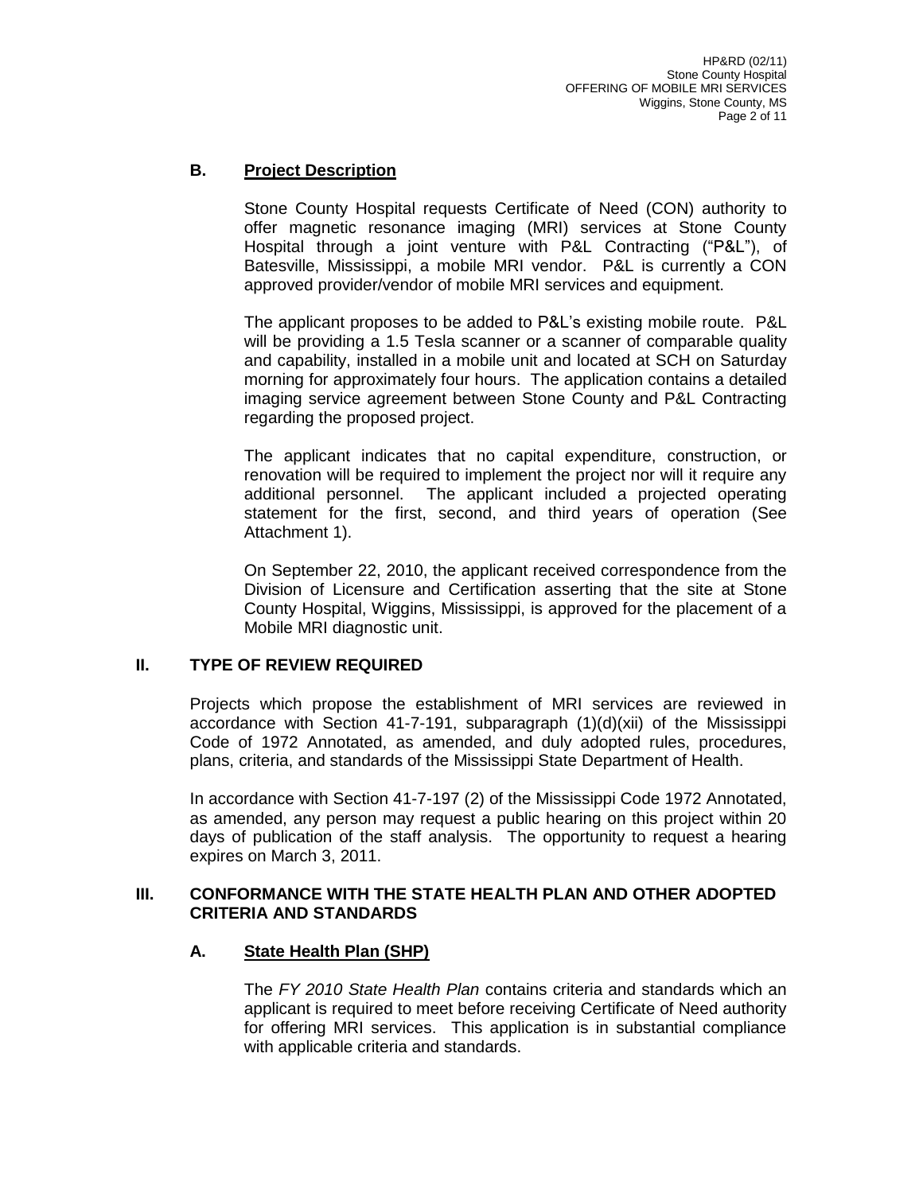### B. Project Description

Stone County Hospital requests Certificate of Need (CON) authority to offer magnetic resonance imaging (MRI) services at Stone County Hospital through a joint venture with P&L Contracting ("P&L"), of Batesville, Mississippi, a mobile MRI vendor. P&L is currently a CON approved provider/vendor of mobile MRI services and equipment.

The applicant proposes to be added to P&L's existing mobile route. P&L will be providing a 1.5 Tesla scanner or a scanner of comparable quality and capability, installed in a mobile unit and located at SCH on Saturday morning for approximately four hours. The application contains a detailed imaging service agreement between Stone County and P&L Contracting regarding the proposed project.

The applicant indicates that no capital expenditure, construction, or renovation will be required to implement the project nor will it require any additional personnel. The applicant included a projected operating statement for the first, second, and third years of operation (See Attachment 1).

On September 22, 2010, the applicant received correspondence from the Division of Licensure and Certification asserting that the site at Stone County Hospital, Wiggins, Mississippi, is approved for the placement of a Mobile MRI diagnostic unit.

## II. TYPE OF REVIEW REQUIRED

Projects which propose the establishment of MRI services are reviewed in accordance with Section 41-7-191, subparagraph (1)(d)(xii) of the Mississippi Code of 1972 Annotated, as amended, and duly adopted rules, procedures, plans, criteria, and standards of the Mississippi State Department of Health.

In accordance with Section 41-7-197 (2) of the Mississippi Code 1972 Annotated, as amended, any person may request a public hearing on this project within 20 days of publication of the staff analysis. The opportunity to request a hearing expires on March 3, 2011.

## III. CONFORMANCE WITH THE STATE HEALTH PLAN AND OTHER ADOPTED CRITERIA AND STANDARDS

### A. State Health Plan (SHP)

The *FY 2010 State Health Plan* contains criteria and standards which an applicant is required to meet before receiving Certificate of Need authority for offering MRI services. This application is in substantial compliance with applicable criteria and standards.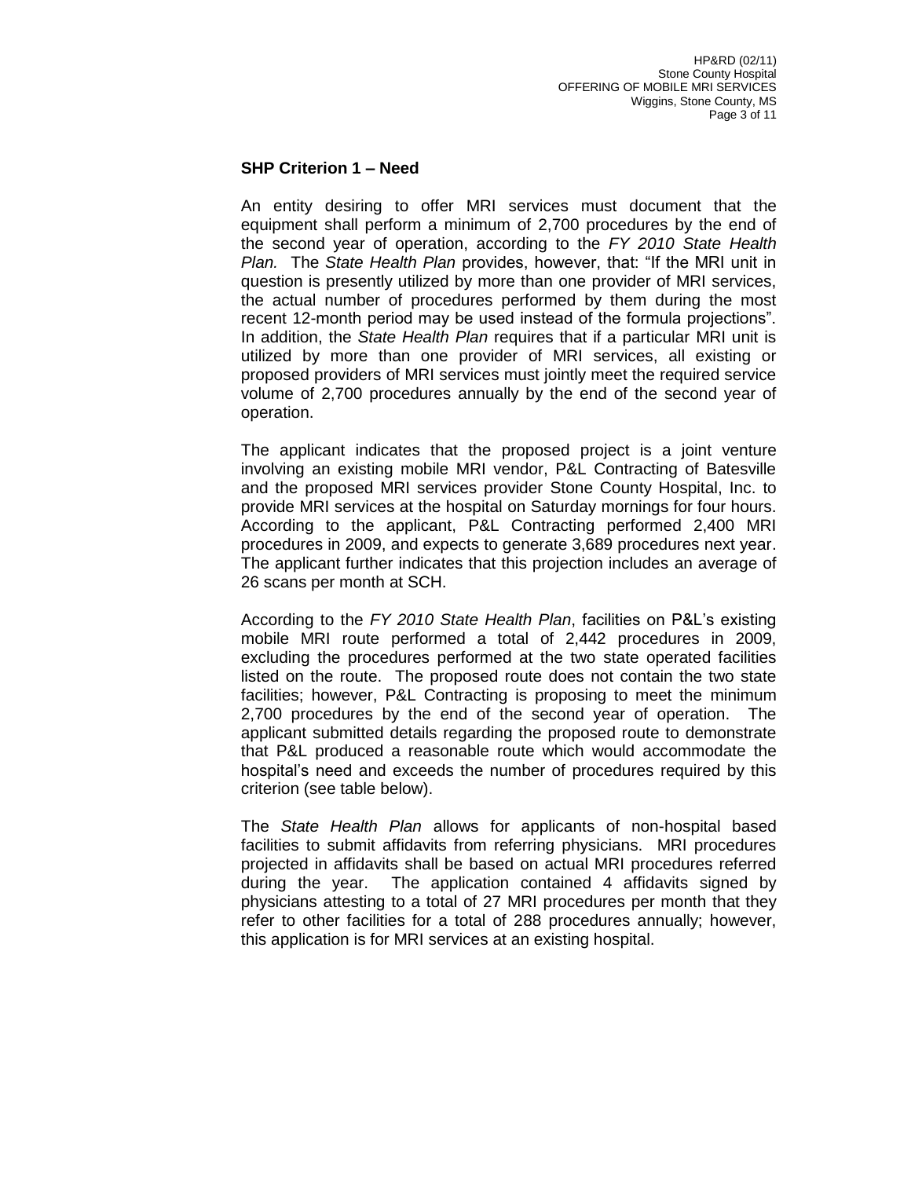**SHP Criterion 1 – Need**

An entity desiring to offer MRI services must document that the equipment shall perform a minimum of 2,700 procedures by the end of the second year of operation, according to the *FY 2010 State Health Plan.* The *State Health Plan* provides, however, that: "If the MRI unit in question is presently utilized by more than one provider of MRI services, the actual number of procedures performed by them during the most recent 12-month period may be used instead of the formula projections". In addition, the *State Health Plan* requires that if a particular MRI unit is utilized by more than one provider of MRI services, all existing or proposed providers of MRI services must jointly meet the required service volume of 2,700 procedures annually by the end of the second year of operation.

The applicant indicates that the proposed project is a joint venture involving an existing mobile MRI vendor, P&L Contracting of Batesville and the proposed MRI services provider Stone County Hospital, Inc. to provide MRI services at the hospital on Saturday mornings for four hours. According to the applicant, P&L Contracting performed 2,400 MRI procedures in 2009, and expects to generate 3,689 procedures next year. The applicant further indicates that this projection includes an average of 26 scans per month at SCH.

According to the *FY 2010 State Health Plan*, facilities on P&L's existing mobile MRI route performed a total of 2,442 procedures in 2009, excluding the procedures performed at the two state operated facilities listed on the route. The proposed route does not contain the two state facilities; however, P&L Contracting is proposing to meet the minimum 2,700 procedures by the end of the second year of operation. The applicant submitted details regarding the proposed route to demonstrate that P&L produced a reasonable route which would accommodate the hospital's need and exceeds the number of procedures required by this criterion (see table below).

The *State Health Plan* allows for applicants of non-hospital based facilities to submit affidavits from referring physicians. MRI procedures projected in affidavits shall be based on actual MRI procedures referred during the year. The application contained 4 affidavits signed by physicians attesting to a total of 27 MRI procedures per month that they refer to other facilities for a total of 288 procedures annually; however, this application is for MRI services at an existing hospital.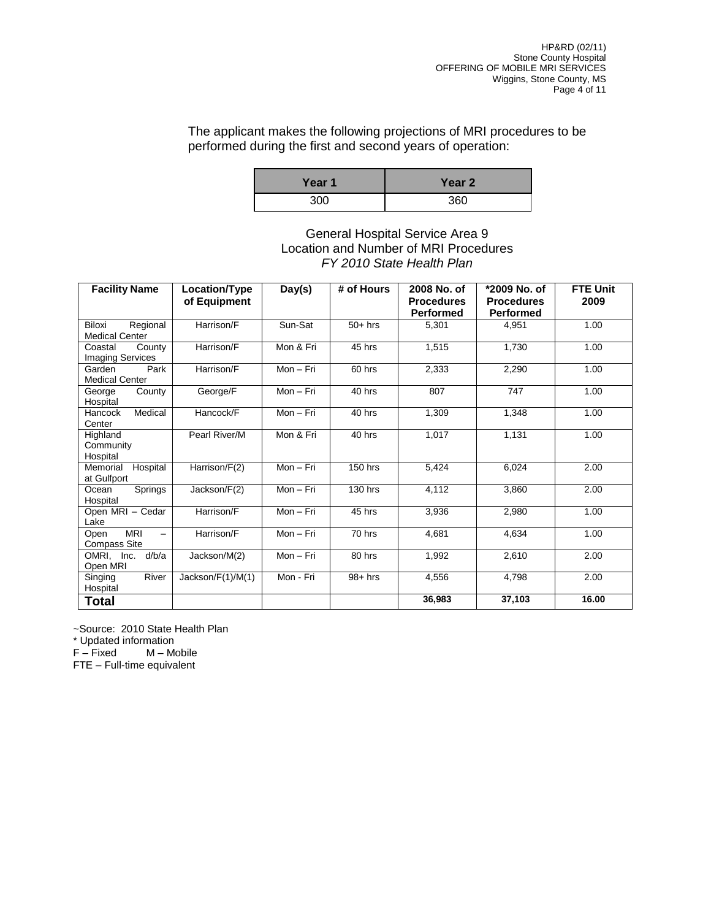The applicant makes the following projections of MRI procedures to be performed during the first and second years of operation:

| Year 1 | Year 2 |
|---|---|
| 300 | 360 |

General Hospital Service Area 9
Location and Number of MRI Procedures
*FY 2010 State Health Plan*

| Facility Name | Location/Type of Equipment | Day(s) | # of Hours | 2008 No. of Procedures Performed | *2009 No. of Procedures Performed | FTE Unit 2009 |
|---|---|---|---|---|---|---|
| Biloxi Regional Medical Center | Harrison/F | Sun-Sat | 50+ hrs | 5,301 | 4,951 | 1.00 |
| Coastal County Imaging Services | Harrison/F | Mon & Fri | 45 hrs | 1,515 | 1,730 | 1.00 |
| Garden Park Medical Center | Harrison/F | Mon – Fri | 60 hrs | 2,333 | 2,290 | 1.00 |
| George County Hospital | George/F | Mon – Fri | 40 hrs | 807 | 747 | 1.00 |
| Hancock Medical Center | Hancock/F | Mon – Fri | 40 hrs | 1,309 | 1,348 | 1.00 |
| Highland Community Hospital | Pearl River/M | Mon & Fri | 40 hrs | 1,017 | 1,131 | 1.00 |
| Memorial Hospital at Gulfport | Harrison/F(2) | Mon – Fri | 150 hrs | 5,424 | 6,024 | 2.00 |
| Ocean Springs Hospital | Jackson/F(2) | Mon – Fri | 130 hrs | 4,112 | 3,860 | 2.00 |
| Open MRI – Cedar Lake | Harrison/F | Mon – Fri | 45 hrs | 3,936 | 2,980 | 1.00 |
| Open MRI – Compass Site | Harrison/F | Mon – Fri | 70 hrs | 4,681 | 4,634 | 1.00 |
| OMRI, Inc. d/b/a Open MRI | Jackson/M(2) | Mon – Fri | 80 hrs | 1,992 | 2,610 | 2.00 |
| Singing River Hospital | Jackson/F(1)/M(1) | Mon - Fri | 98+ hrs | 4,556 | 4,798 | 2.00 |
| **Total** | | | | **36,983** | **37,103** | **16.00** |

~Source: 2010 State Health Plan
* Updated information
F – Fixed M – Mobile
FTE – Full-time equivalent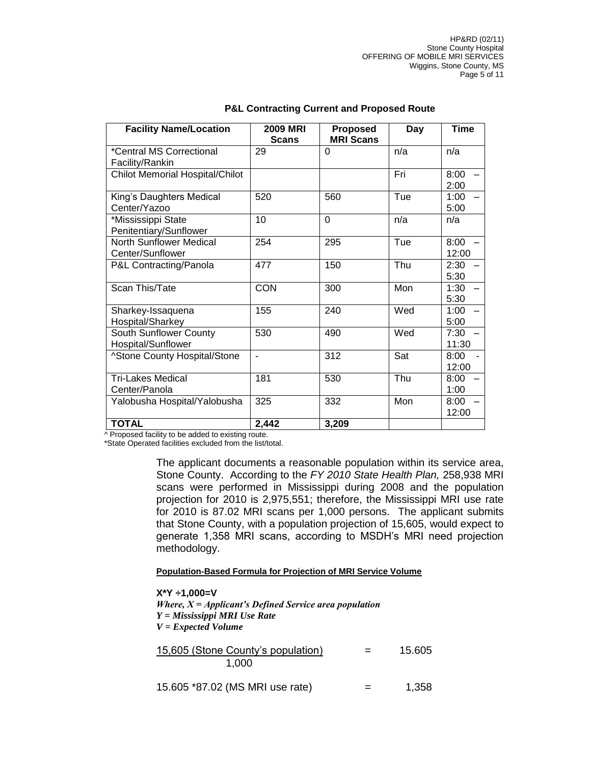**P&L Contracting Current and Proposed Route**

| Facility Name/Location | 2009 MRI Scans | Proposed MRI Scans | Day | Time |
|---|---|---|---|---|
| *Central MS Correctional Facility/Rankin | 29 | 0 | n/a | n/a |
| Chilot Memorial Hospital/Chilot | | | Fri | 8:00 – 2:00 |
| King's Daughters Medical Center/Yazoo | 520 | 560 | Tue | 1:00 – 5:00 |
| *Mississippi State Penitentiary/Sunflower | 10 | 0 | n/a | n/a |
| North Sunflower Medical Center/Sunflower | 254 | 295 | Tue | 8:00 – 12:00 |
| P&L Contracting/Panola | 477 | 150 | Thu | 2:30 – 5:30 |
| Scan This/Tate | CON | 300 | Mon | 1:30 – 5:30 |
| Sharkey-Issaquena Hospital/Sharkey | 155 | 240 | Wed | 1:00 – 5:00 |
| South Sunflower County Hospital/Sunflower | 530 | 490 | Wed | 7:30 – 11:30 |
| ^Stone County Hospital/Stone | - | 312 | Sat | 8:00 - 12:00 |
| Tri-Lakes Medical Center/Panola | 181 | 530 | Thu | 8:00 – 1:00 |
| Yalobusha Hospital/Yalobusha | 325 | 332 | Mon | 8:00 – 12:00 |
| **TOTAL** | **2,442** | **3,209** | | |

^ Proposed facility to be added to existing route.
*State Operated facilities excluded from the list/total.

The applicant documents a reasonable population within its service area, Stone County. According to the *FY 2010 State Health Plan,* 258,938 MRI scans were performed in Mississippi during 2008 and the population projection for 2010 is 2,975,551; therefore, the Mississippi MRI use rate for 2010 is 87.02 MRI scans per 1,000 persons. The applicant submits that Stone County, with a population projection of 15,605, would expect to generate 1,358 MRI scans, according to MSDH's MRI need projection methodology.

**Population-Based Formula for Projection of MRI Service Volume**

**X*Y ÷1,000=V**
***Where, X = Applicant's Defined Service area population***
***Y = Mississippi MRI Use Rate***
***V = Expected Volume***

$\frac{\text{15,605 (Stone County's population)}}{\text{1,000}}$ = 15.605

15.605 *87.02 (MS MRI use rate) = 1,358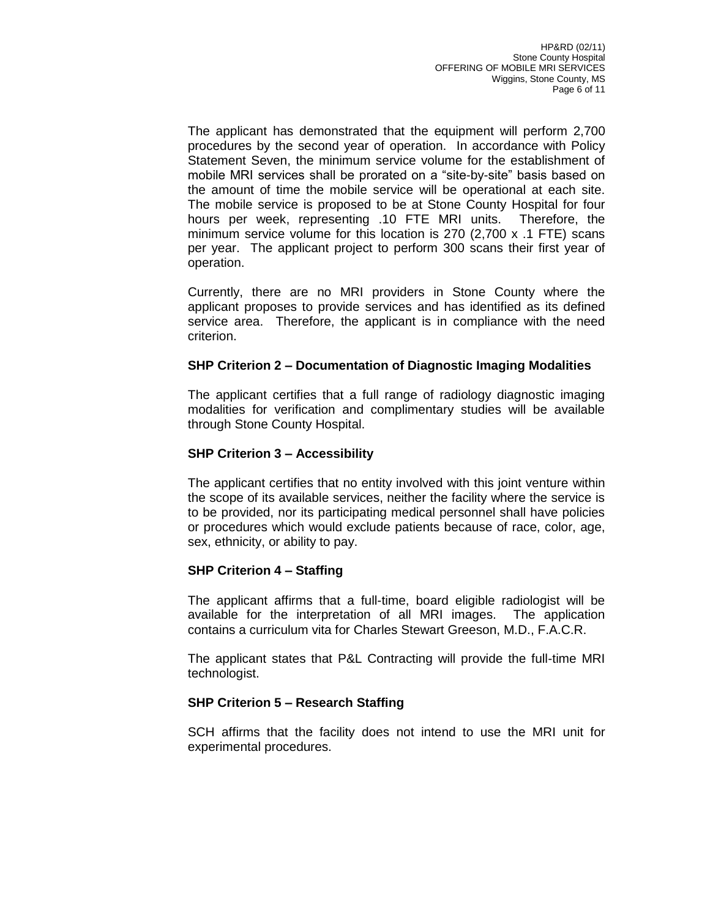The applicant has demonstrated that the equipment will perform 2,700 procedures by the second year of operation. In accordance with Policy Statement Seven, the minimum service volume for the establishment of mobile MRI services shall be prorated on a "site-by-site" basis based on the amount of time the mobile service will be operational at each site. The mobile service is proposed to be at Stone County Hospital for four hours per week, representing .10 FTE MRI units. Therefore, the minimum service volume for this location is 270 (2,700 x .1 FTE) scans per year. The applicant project to perform 300 scans their first year of operation.

Currently, there are no MRI providers in Stone County where the applicant proposes to provide services and has identified as its defined service area. Therefore, the applicant is in compliance with the need criterion.

**SHP Criterion 2 – Documentation of Diagnostic Imaging Modalities**

The applicant certifies that a full range of radiology diagnostic imaging modalities for verification and complimentary studies will be available through Stone County Hospital.

**SHP Criterion 3 – Accessibility**

The applicant certifies that no entity involved with this joint venture within the scope of its available services, neither the facility where the service is to be provided, nor its participating medical personnel shall have policies or procedures which would exclude patients because of race, color, age, sex, ethnicity, or ability to pay.

**SHP Criterion 4 – Staffing**

The applicant affirms that a full-time, board eligible radiologist will be available for the interpretation of all MRI images. The application contains a curriculum vita for Charles Stewart Greeson, M.D., F.A.C.R.

The applicant states that P&L Contracting will provide the full-time MRI technologist.

**SHP Criterion 5 – Research Staffing**

SCH affirms that the facility does not intend to use the MRI unit for experimental procedures.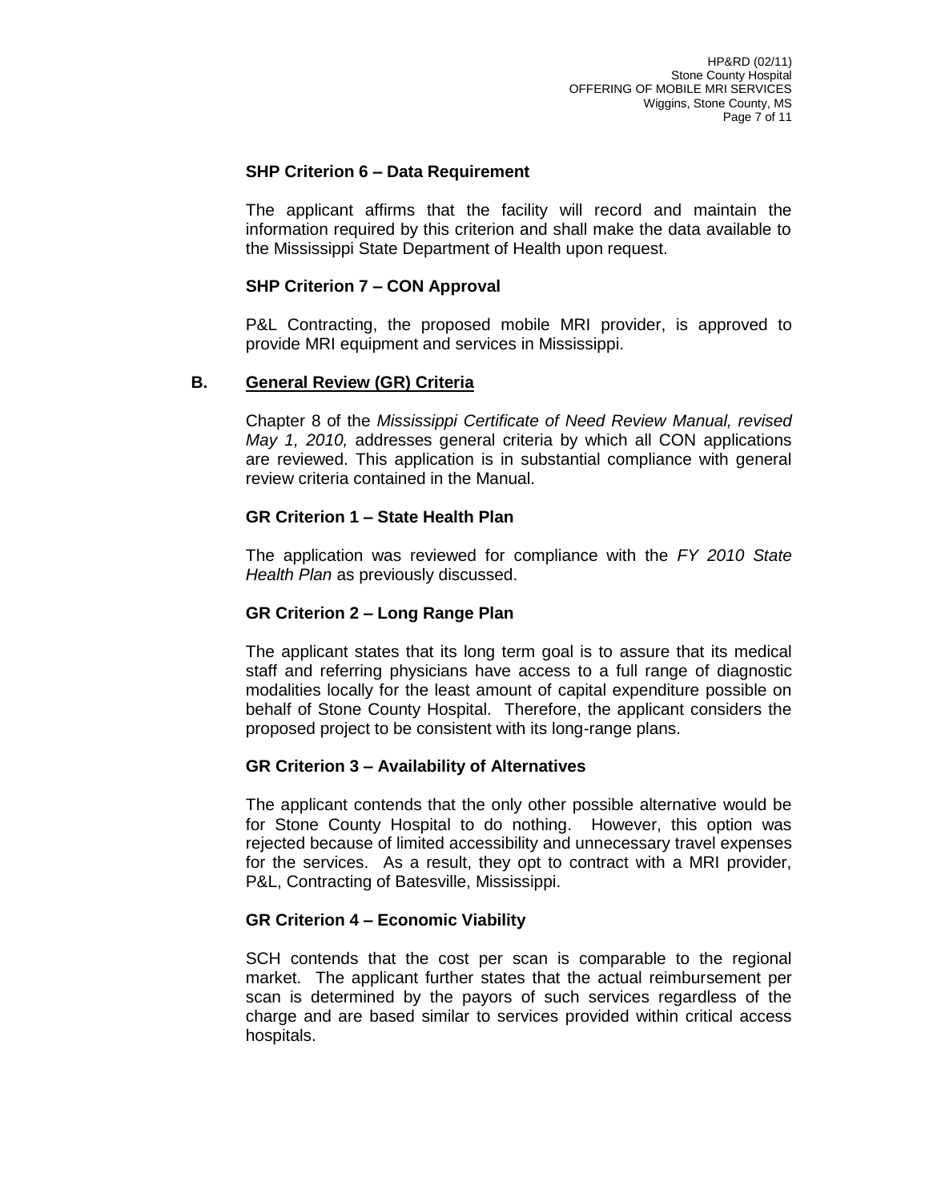**SHP Criterion 6 – Data Requirement**

The applicant affirms that the facility will record and maintain the information required by this criterion and shall make the data available to the Mississippi State Department of Health upon request.

**SHP Criterion 7 – CON Approval**

P&L Contracting, the proposed mobile MRI provider, is approved to provide MRI equipment and services in Mississippi.

## B. General Review (GR) Criteria

Chapter 8 of the *Mississippi Certificate of Need Review Manual, revised May 1, 2010,* addresses general criteria by which all CON applications are reviewed. This application is in substantial compliance with general review criteria contained in the Manual.

**GR Criterion 1 – State Health Plan**

The application was reviewed for compliance with the *FY 2010 State Health Plan* as previously discussed.

**GR Criterion 2 – Long Range Plan**

The applicant states that its long term goal is to assure that its medical staff and referring physicians have access to a full range of diagnostic modalities locally for the least amount of capital expenditure possible on behalf of Stone County Hospital. Therefore, the applicant considers the proposed project to be consistent with its long-range plans.

**GR Criterion 3 – Availability of Alternatives**

The applicant contends that the only other possible alternative would be for Stone County Hospital to do nothing. However, this option was rejected because of limited accessibility and unnecessary travel expenses for the services. As a result, they opt to contract with a MRI provider, P&L, Contracting of Batesville, Mississippi.

**GR Criterion 4 – Economic Viability**

SCH contends that the cost per scan is comparable to the regional market. The applicant further states that the actual reimbursement per scan is determined by the payors of such services regardless of the charge and are based similar to services provided within critical access hospitals.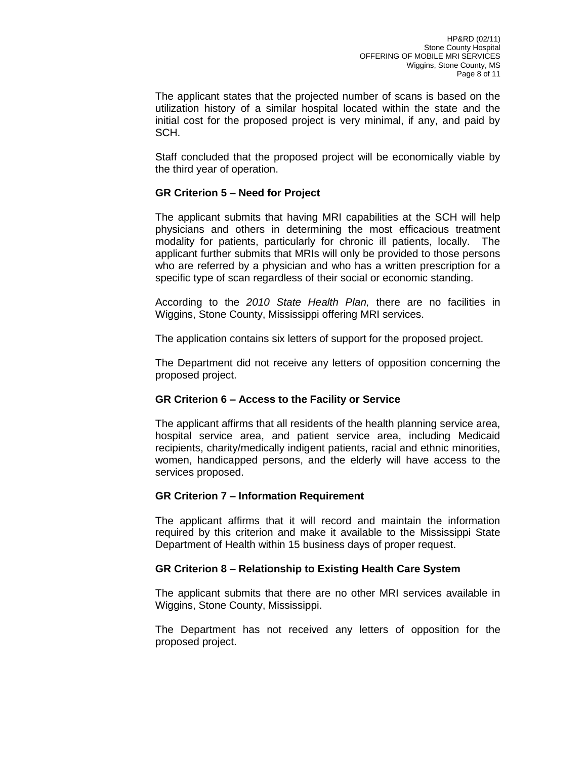The applicant states that the projected number of scans is based on the utilization history of a similar hospital located within the state and the initial cost for the proposed project is very minimal, if any, and paid by SCH.

Staff concluded that the proposed project will be economically viable by the third year of operation.

**GR Criterion 5 – Need for Project**

The applicant submits that having MRI capabilities at the SCH will help physicians and others in determining the most efficacious treatment modality for patients, particularly for chronic ill patients, locally. The applicant further submits that MRIs will only be provided to those persons who are referred by a physician and who has a written prescription for a specific type of scan regardless of their social or economic standing.

According to the *2010 State Health Plan,* there are no facilities in Wiggins, Stone County, Mississippi offering MRI services.

The application contains six letters of support for the proposed project.

The Department did not receive any letters of opposition concerning the proposed project.

**GR Criterion 6 – Access to the Facility or Service**

The applicant affirms that all residents of the health planning service area, hospital service area, and patient service area, including Medicaid recipients, charity/medically indigent patients, racial and ethnic minorities, women, handicapped persons, and the elderly will have access to the services proposed.

**GR Criterion 7 – Information Requirement**

The applicant affirms that it will record and maintain the information required by this criterion and make it available to the Mississippi State Department of Health within 15 business days of proper request.

**GR Criterion 8 – Relationship to Existing Health Care System**

The applicant submits that there are no other MRI services available in Wiggins, Stone County, Mississippi.

The Department has not received any letters of opposition for the proposed project.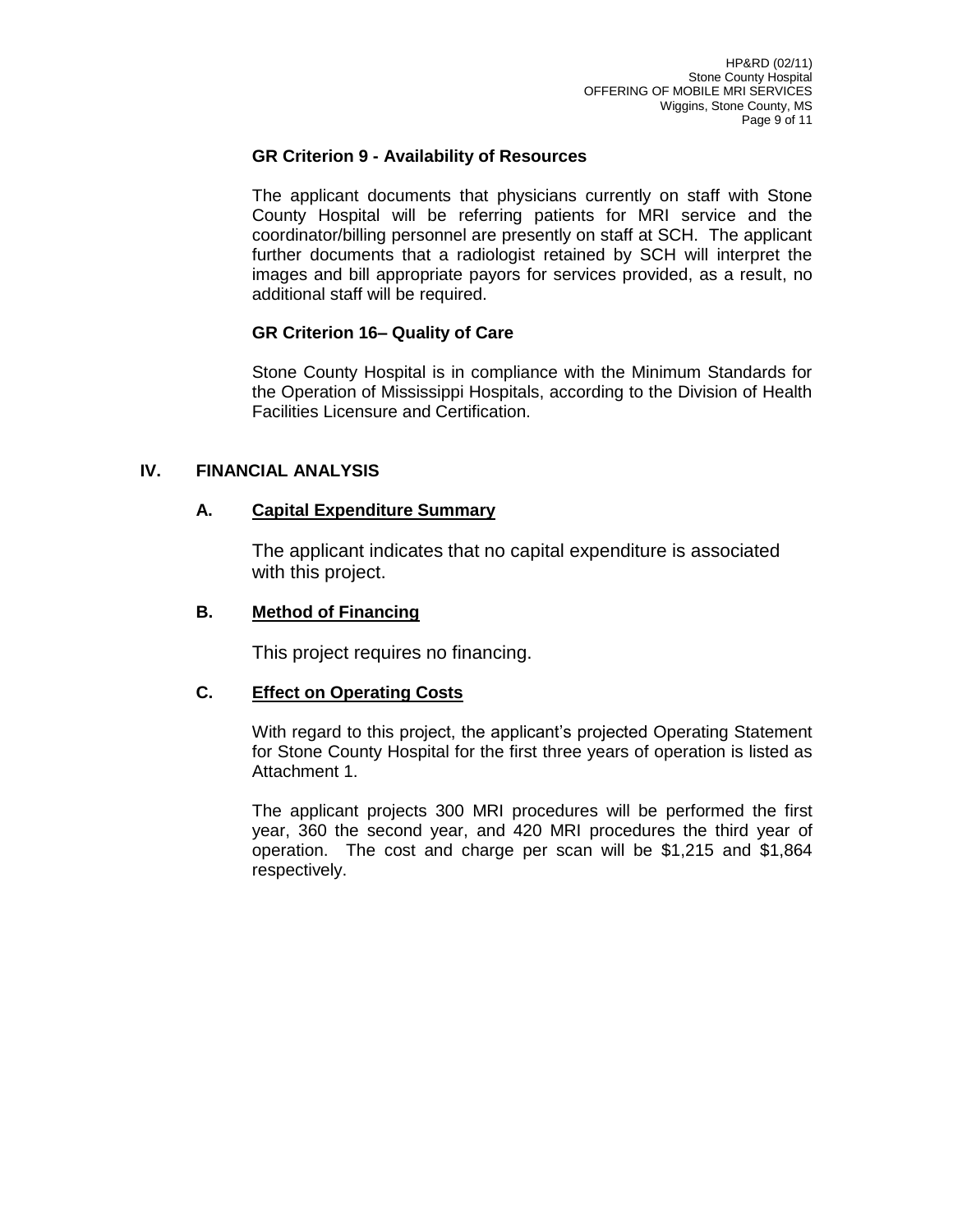**GR Criterion 9 - Availability of Resources**

The applicant documents that physicians currently on staff with Stone County Hospital will be referring patients for MRI service and the coordinator/billing personnel are presently on staff at SCH. The applicant further documents that a radiologist retained by SCH will interpret the images and bill appropriate payors for services provided, as a result, no additional staff will be required.

**GR Criterion 16– Quality of Care**

Stone County Hospital is in compliance with the Minimum Standards for the Operation of Mississippi Hospitals, according to the Division of Health Facilities Licensure and Certification.

## IV. FINANCIAL ANALYSIS

### A. Capital Expenditure Summary

The applicant indicates that no capital expenditure is associated with this project.

### B. Method of Financing

This project requires no financing.

### C. Effect on Operating Costs

With regard to this project, the applicant's projected Operating Statement for Stone County Hospital for the first three years of operation is listed as Attachment 1.

The applicant projects 300 MRI procedures will be performed the first year, 360 the second year, and 420 MRI procedures the third year of operation. The cost and charge per scan will be $1,215 and $1,864 respectively.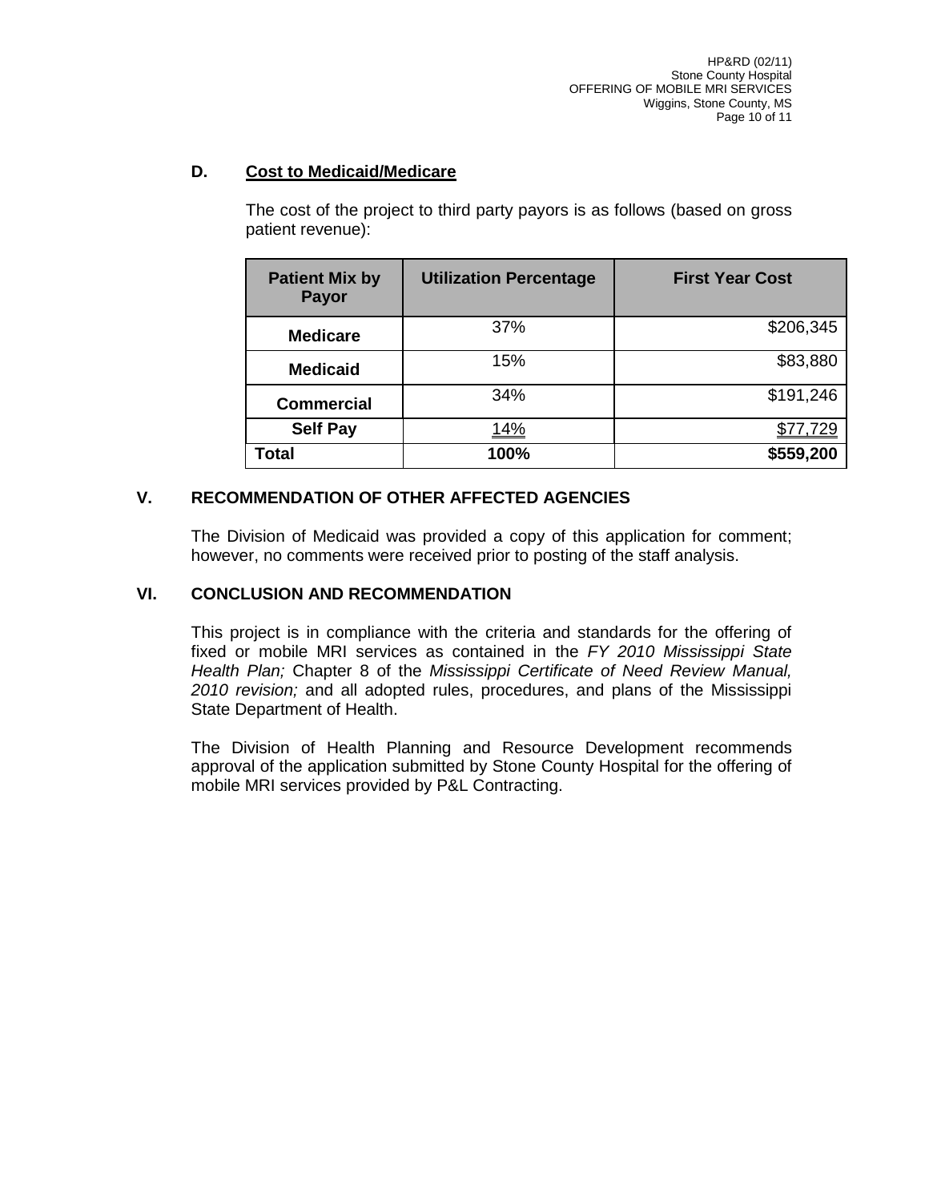### D. Cost to Medicaid/Medicare

The cost of the project to third party payors is as follows (based on gross patient revenue):

| Patient Mix by Payor | Utilization Percentage | First Year Cost |
|---|---|---|
| **Medicare** | 37% | $206,345 |
| **Medicaid** | 15% | $83,880 |
| **Commercial** | 34% | $191,246 |
| **Self Pay** | 14% | $77,729 |
| **Total** | **100%** | **$559,200** |

## V. RECOMMENDATION OF OTHER AFFECTED AGENCIES

The Division of Medicaid was provided a copy of this application for comment; however, no comments were received prior to posting of the staff analysis.

## VI. CONCLUSION AND RECOMMENDATION

This project is in compliance with the criteria and standards for the offering of fixed or mobile MRI services as contained in the *FY 2010 Mississippi State Health Plan;* Chapter 8 of the *Mississippi Certificate of Need Review Manual, 2010 revision;* and all adopted rules, procedures, and plans of the Mississippi State Department of Health.

The Division of Health Planning and Resource Development recommends approval of the application submitted by Stone County Hospital for the offering of mobile MRI services provided by P&L Contracting.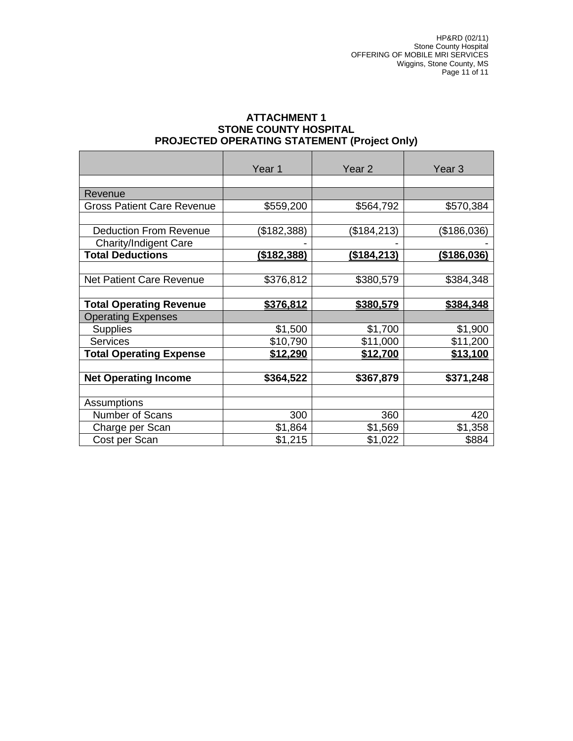**ATTACHMENT 1**
**STONE COUNTY HOSPITAL**
**PROJECTED OPERATING STATEMENT (Project Only)**

| | Year 1 | Year 2 | Year 3 |
|---|---|---|---|
| | | | |
| Revenue | | | |
| Gross Patient Care Revenue | $559,200 | $564,792 | $570,384 |
| | | | |
| Deduction From Revenue | ($182,388) | ($184,213) | ($186,036) |
| Charity/Indigent Care | - | - | - |
| **Total Deductions** | **($182,388)** | **($184,213)** | **($186,036)** |
| | | | |
| Net Patient Care Revenue | $376,812 | $380,579 | $384,348 |
| | | | |
| **Total Operating Revenue** | **$376,812** | **$380,579** | **$384,348** |
| Operating Expenses | | | |
| Supplies | $1,500 | $1,700 | $1,900 |
| Services | $10,790 | $11,000 | $11,200 |
| **Total Operating Expense** | **$12,290** | **$12,700** | **$13,100** |
| | | | |
| **Net Operating Income** | **$364,522** | **$367,879** | **$371,248** |
| | | | |
| Assumptions | | | |
| Number of Scans | 300 | 360 | 420 |
| Charge per Scan | $1,864 | $1,569 | $1,358 |
| Cost per Scan | $1,215 | $1,022 | $884 |